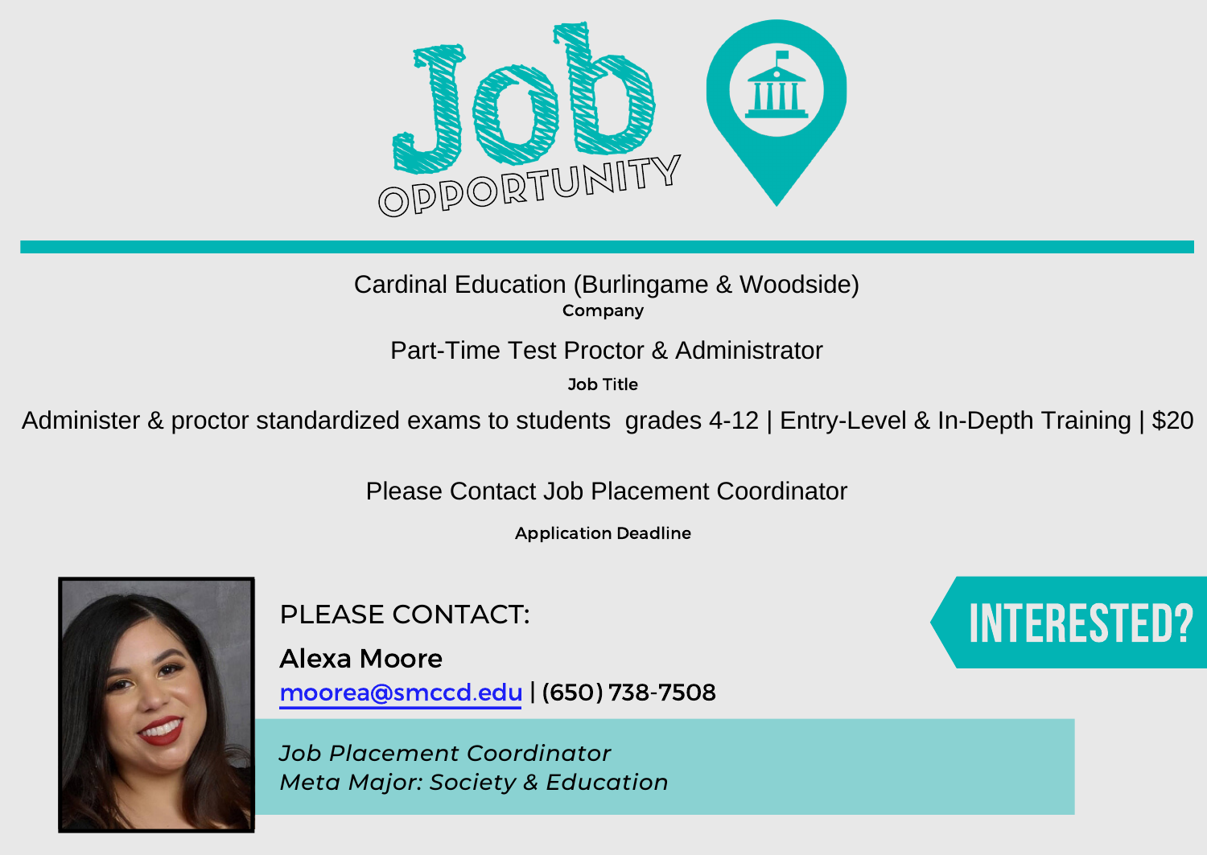# Job OPPORTUNITY

Cardinal Education (Burlingame & Woodside)

**Company**

Part-Time Test Proctor & Administrator

**Job Title**

Administer & proctor standardized exams to students grades 4-12 | Entry-Level & In-Depth Training | $20

Please Contact Job Placement Coordinator

**Application Deadline**

PLEASE CONTACT:

**Alexa Moore**

moorea@smccd.edu | (650) 738-7508

*Job Placement Coordinator*
*Meta Major: Society & Education*

INTERESTED?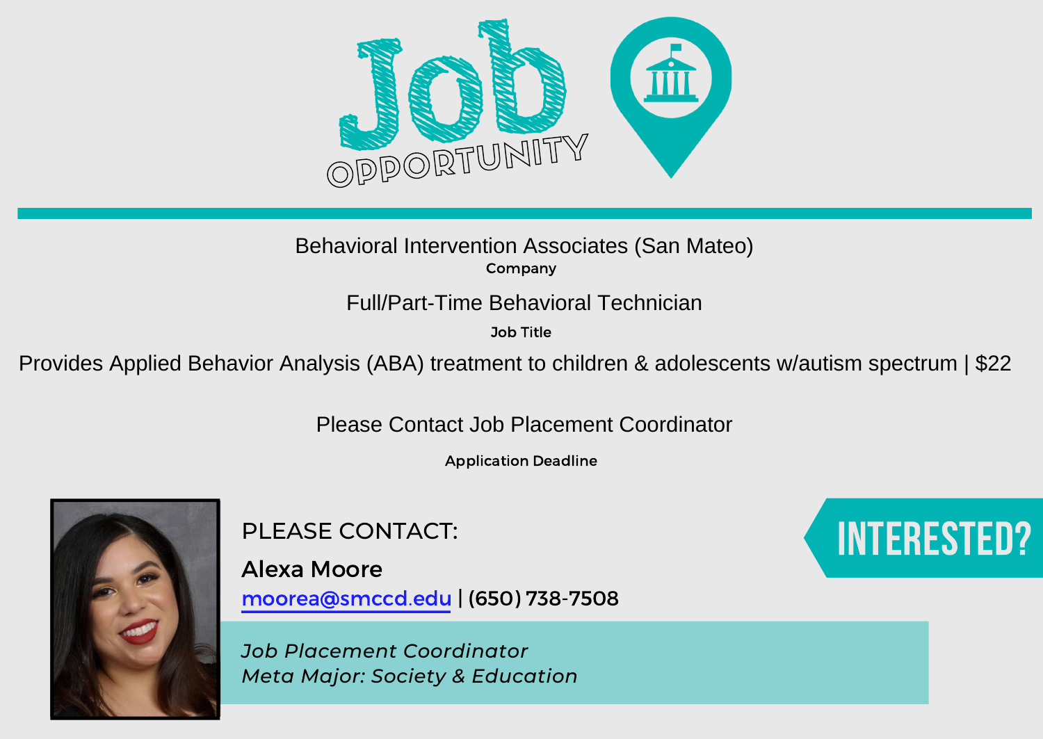# Job OPPORTUNITY

Behavioral Intervention Associates (San Mateo)

**Company**

Full/Part-Time Behavioral Technician

**Job Title**

Provides Applied Behavior Analysis (ABA) treatment to children & adolescents w/autism spectrum | $22

Please Contact Job Placement Coordinator

**Application Deadline**

PLEASE CONTACT:

**Alexa Moore**

moorea@smccd.edu | (650) 738-7508

*Job Placement Coordinator*
*Meta Major: Society & Education*

**INTERESTED?**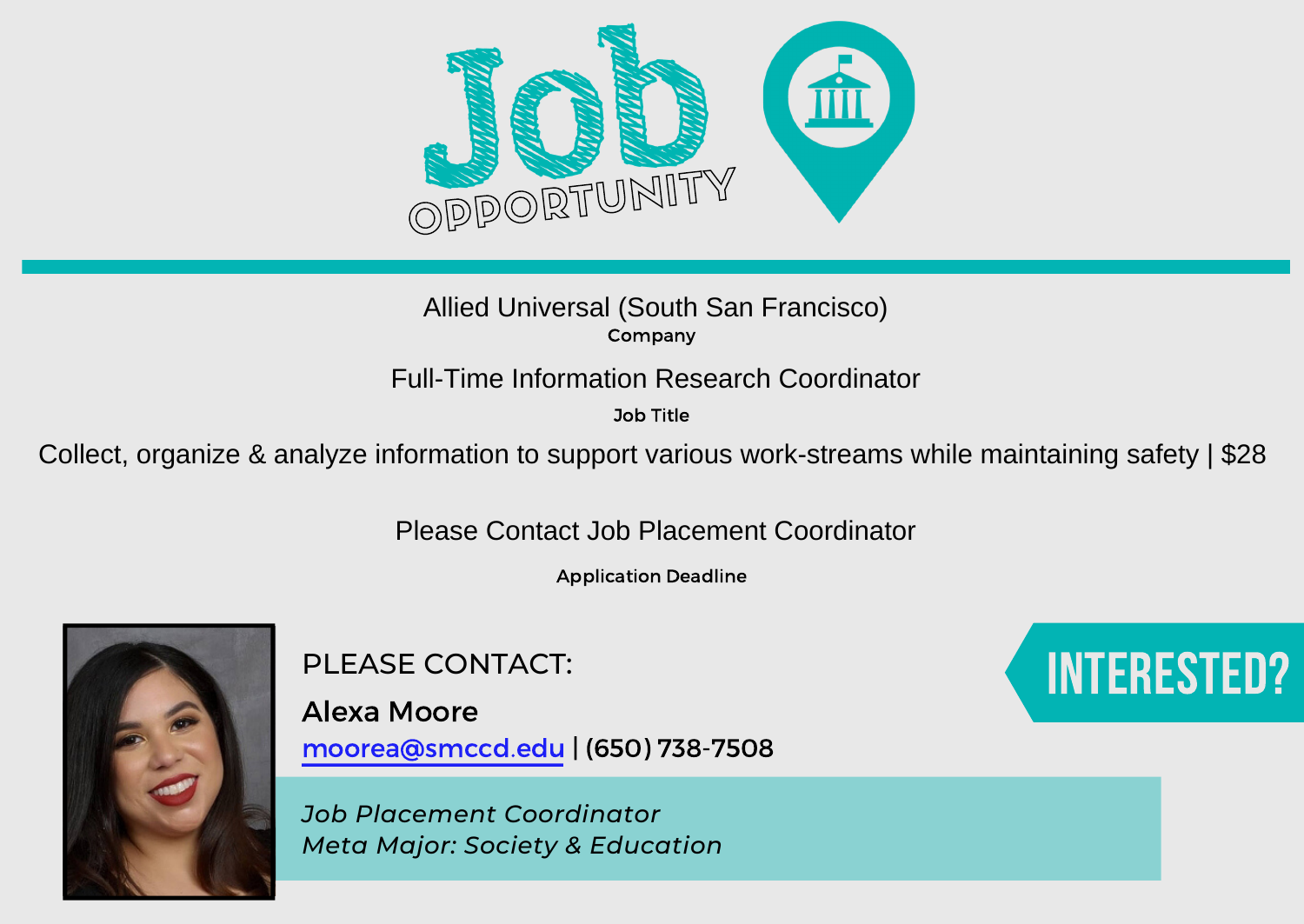# Job OPPORTUNITY

Allied Universal (South San Francisco)

**Company**

Full-Time Information Research Coordinator

**Job Title**

Collect, organize & analyze information to support various work-streams while maintaining safety | $28

Please Contact Job Placement Coordinator

**Application Deadline**

PLEASE CONTACT:

**Alexa Moore**

moorea@smccd.edu | (650) 738-7508

*Job Placement Coordinator*
*Meta Major: Society & Education*

INTERESTED?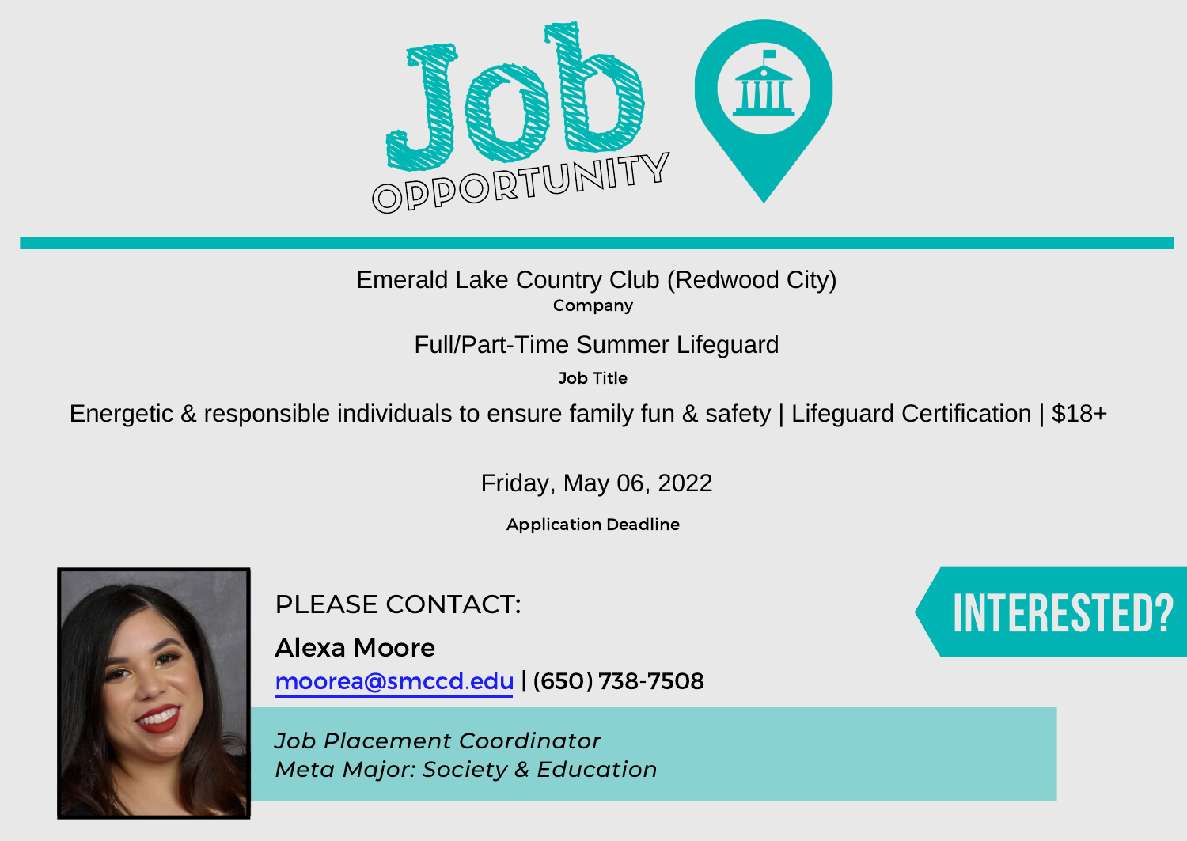# Job OPPORTUNITY

Emerald Lake Country Club (Redwood City)

**Company**

Full/Part-Time Summer Lifeguard

**Job Title**

Energetic & responsible individuals to ensure family fun & safety | Lifeguard Certification | $18+

Friday, May 06, 2022

**Application Deadline**

PLEASE CONTACT:

**Alexa Moore**

moorea@smccd.edu | (650) 738-7508

*Job Placement Coordinator*
*Meta Major: Society & Education*

INTERESTED?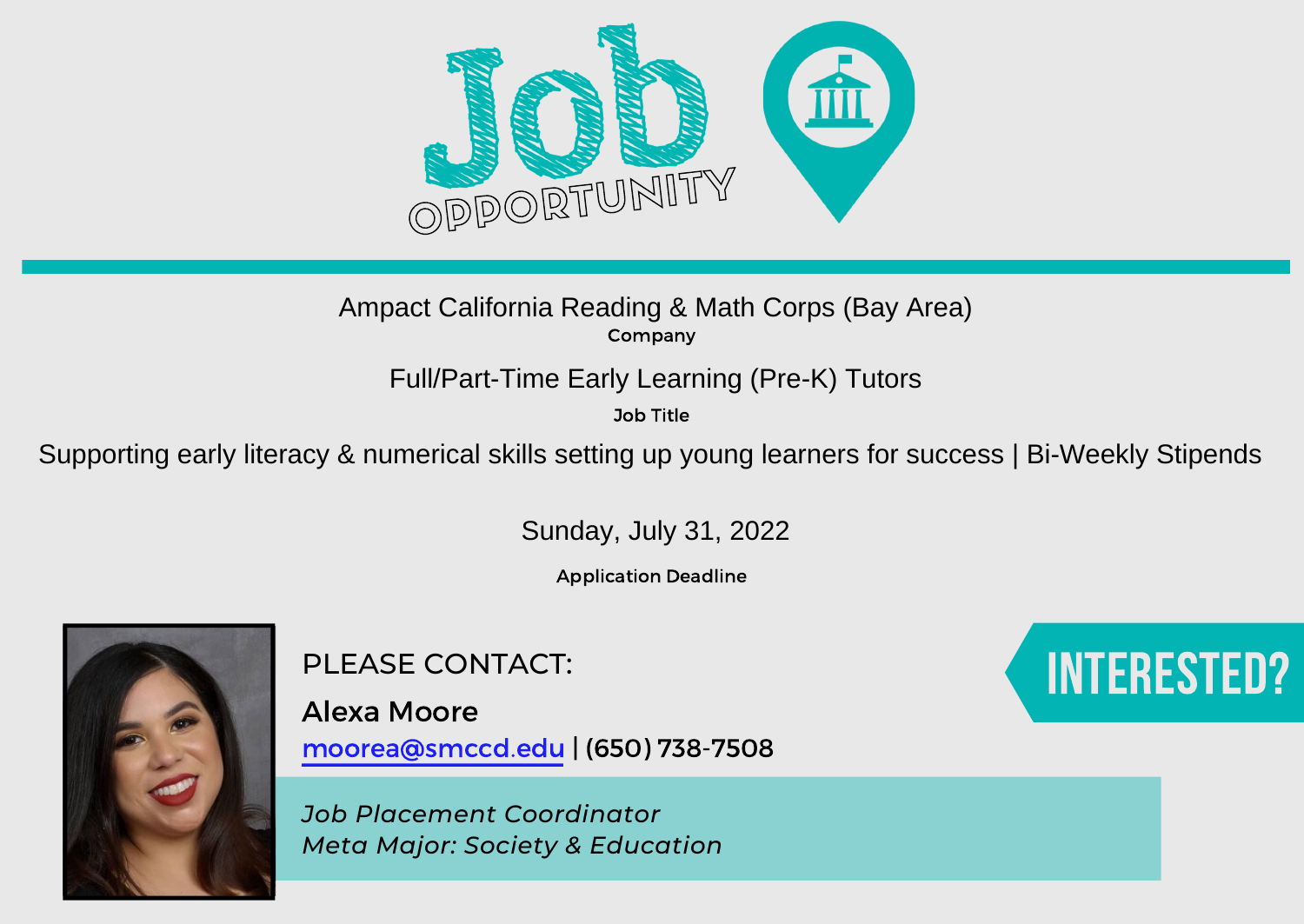# Job OPPORTUNITY

Ampact California Reading & Math Corps (Bay Area)

**Company**

Full/Part-Time Early Learning (Pre-K) Tutors

**Job Title**

Supporting early literacy & numerical skills setting up young learners for success | Bi-Weekly Stipends

Sunday, July 31, 2022

**Application Deadline**

PLEASE CONTACT:

**Alexa Moore**

moorea@smccd.edu | (650) 738-7508

*Job Placement Coordinator*
*Meta Major: Society & Education*

INTERESTED?